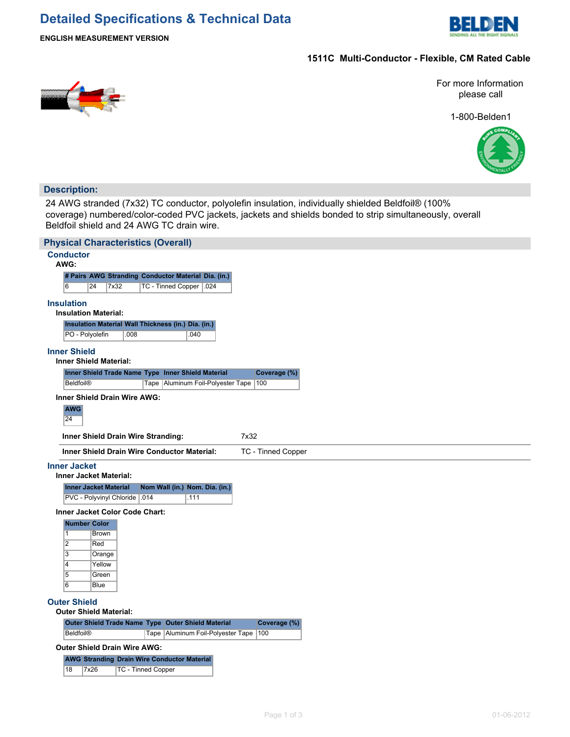# Detailed Specifications & Technical Data

**ENGLISH MEASUREMENT VERSION**

**1511C Multi-Conductor - Flexible, CM Rated Cable**

For more Information please call

1-800-Belden1

## Description:

24 AWG stranded (7x32) TC conductor, polyolefin insulation, individually shielded Beldfoil® (100% coverage) numbered/color-coded PVC jackets, jackets and shields bonded to strip simultaneously, overall Beldfoil shield and 24 AWG TC drain wire.

## Physical Characteristics (Overall)

### Conductor

**AWG:**

| # Pairs | AWG | Stranding | Conductor Material | Dia. (in.) |
|---|---|---|---|---|
| 6 | 24 | 7x32 | TC - Tinned Copper | .024 |

### Insulation

**Insulation Material:**

| Insulation Material | Wall Thickness (in.) | Dia. (in.) |
|---|---|---|
| PO - Polyolefin | .008 | .040 |

### Inner Shield

**Inner Shield Material:**

| Inner Shield Trade Name | Type | Inner Shield Material | Coverage (%) |
|---|---|---|---|
| Beldfoil® | Tape | Aluminum Foil-Polyester Tape | 100 |

**Inner Shield Drain Wire AWG:**

| AWG |
|---|
| 24 |

| | |
|---|---|
| **Inner Shield Drain Wire Stranding:** | 7x32 |
| **Inner Shield Drain Wire Conductor Material:** | TC - Tinned Copper |

### Inner Jacket

**Inner Jacket Material:**

| Inner Jacket Material | Nom Wall (in.) | Nom. Dia. (in.) |
|---|---|---|
| PVC - Polyvinyl Chloride | .014 | .111 |

**Inner Jacket Color Code Chart:**

| Number | Color |
|---|---|
| 1 | Brown |
| 2 | Red |
| 3 | Orange |
| 4 | Yellow |
| 5 | Green |
| 6 | Blue |

### Outer Shield

**Outer Shield Material:**

| Outer Shield Trade Name | Type | Outer Shield Material | Coverage (%) |
|---|---|---|---|
| Beldfoil® | Tape | Aluminum Foil-Polyester Tape | 100 |

**Outer Shield Drain Wire AWG:**

| AWG | Stranding | Drain Wire Conductor Material |
|---|---|---|
| 18 | 7x26 | TC - Tinned Copper |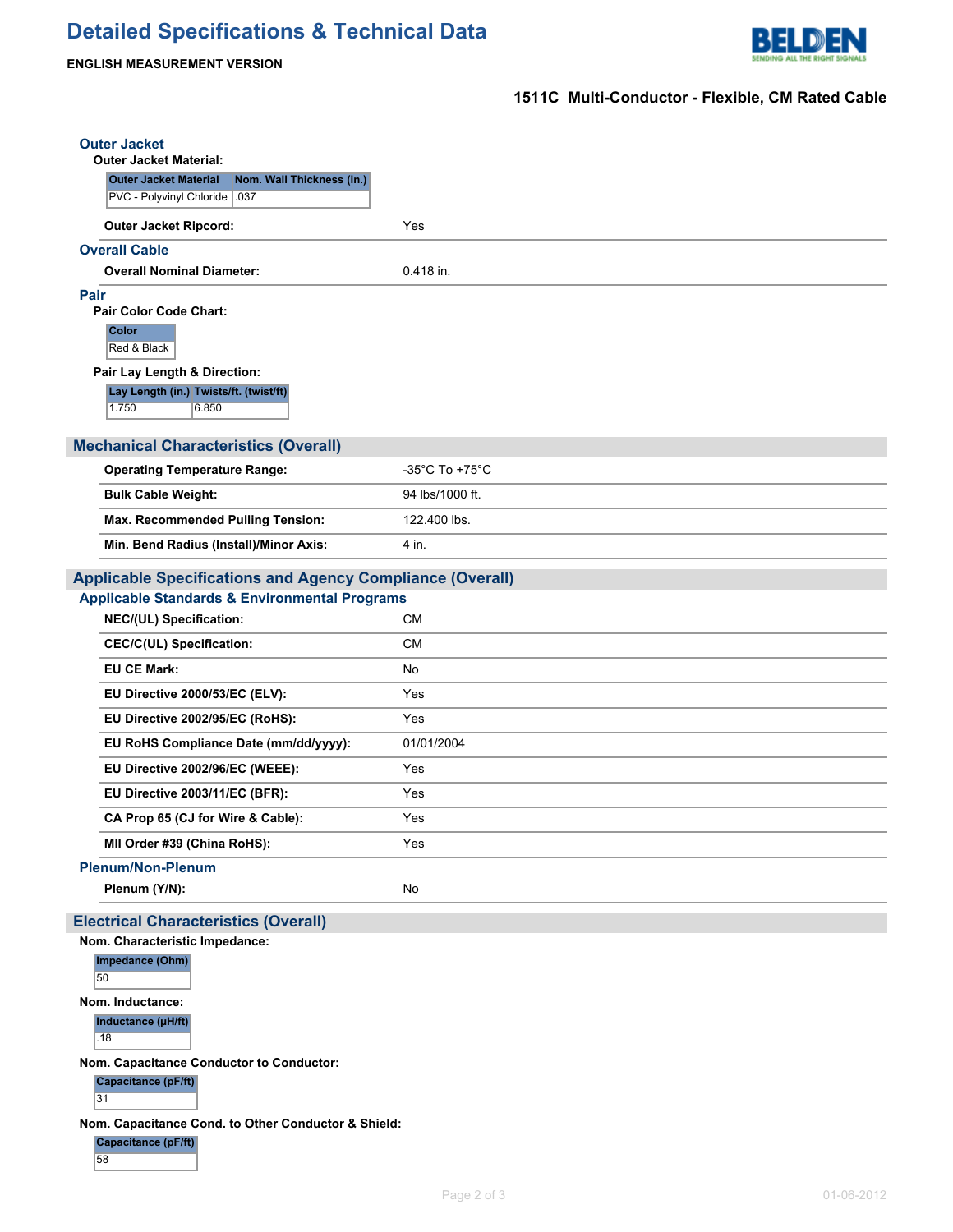# Detailed Specifications & Technical Data

**ENGLISH MEASUREMENT VERSION**

**1511C Multi-Conductor - Flexible, CM Rated Cable**

### Outer Jacket

**Outer Jacket Material:**

| Outer Jacket Material | Nom. Wall Thickness (in.) |
|---|---|
| PVC - Polyvinyl Chloride | .037 |

**Outer Jacket Ripcord:** Yes

### Overall Cable

**Overall Nominal Diameter:** 0.418 in.

### Pair

**Pair Color Code Chart:**

| Color |
|---|
| Red & Black |

**Pair Lay Length & Direction:**

| Lay Length (in.) | Twists/ft. (twist/ft) |
|---|---|
| 1.750 | 6.850 |

## Mechanical Characteristics (Overall)

| | |
|---|---|
| **Operating Temperature Range:** | -35°C To +75°C |
| **Bulk Cable Weight:** | 94 lbs/1000 ft. |
| **Max. Recommended Pulling Tension:** | 122.400 lbs. |
| **Min. Bend Radius (Install)/Minor Axis:** | 4 in. |

## Applicable Specifications and Agency Compliance (Overall)

### Applicable Standards & Environmental Programs

| | |
|---|---|
| **NEC/(UL) Specification:** | CM |
| **CEC/C(UL) Specification:** | CM |
| **EU CE Mark:** | No |
| **EU Directive 2000/53/EC (ELV):** | Yes |
| **EU Directive 2002/95/EC (RoHS):** | Yes |
| **EU RoHS Compliance Date (mm/dd/yyyy):** | 01/01/2004 |
| **EU Directive 2002/96/EC (WEEE):** | Yes |
| **EU Directive 2003/11/EC (BFR):** | Yes |
| **CA Prop 65 (CJ for Wire & Cable):** | Yes |
| **MII Order #39 (China RoHS):** | Yes |

### Plenum/Non-Plenum

**Plenum (Y/N):** No

## Electrical Characteristics (Overall)

**Nom. Characteristic Impedance:**

| Impedance (Ohm) |
|---|
| 50 |

**Nom. Inductance:**

| Inductance (µH/ft) |
|---|
| .18 |

**Nom. Capacitance Conductor to Conductor:**

| Capacitance (pF/ft) |
|---|
| 31 |

**Nom. Capacitance Cond. to Other Conductor & Shield:**

| Capacitance (pF/ft) |
|---|
| 58 |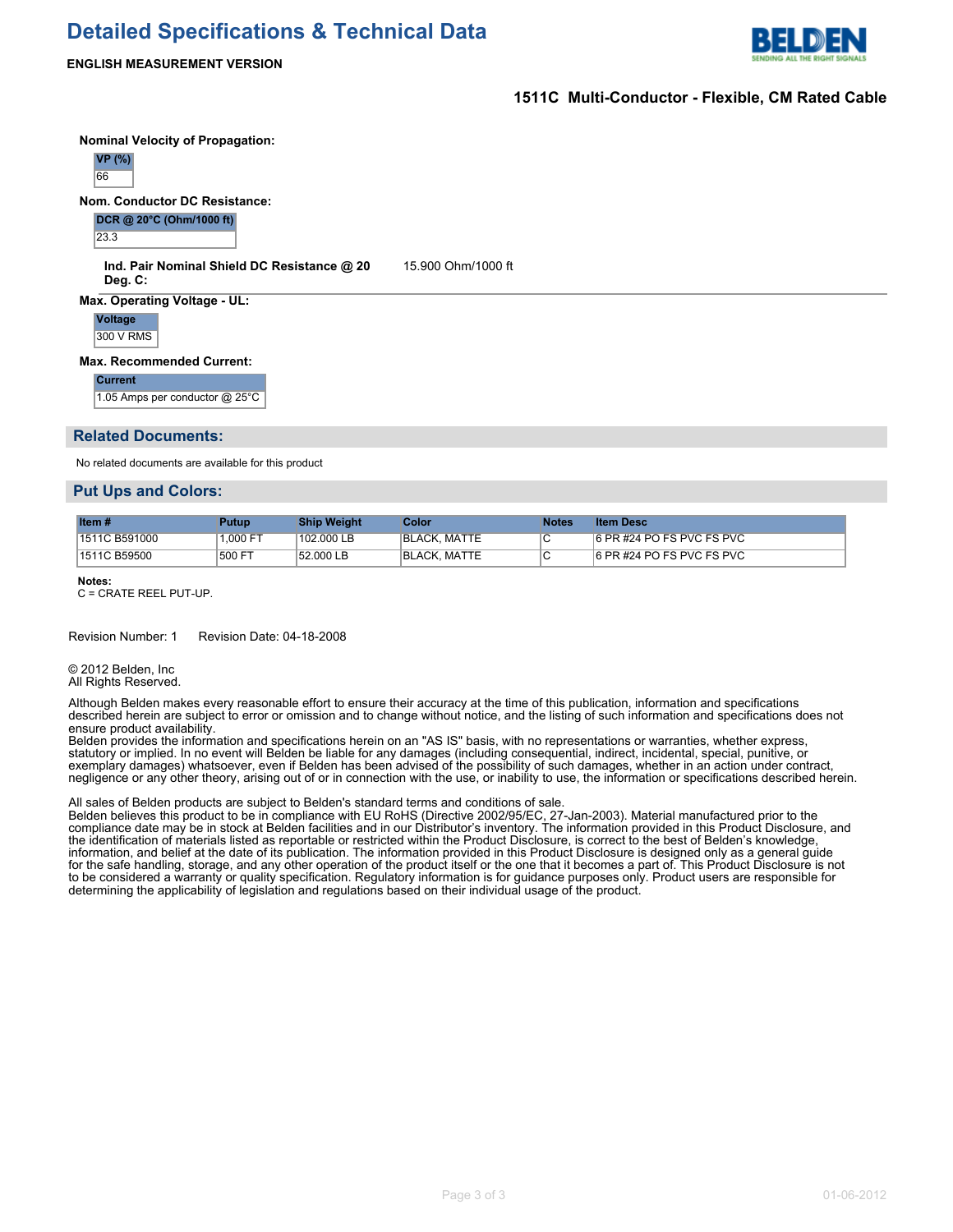# Detailed Specifications & Technical Data

**ENGLISH MEASUREMENT VERSION**

## 1511C Multi-Conductor - Flexible, CM Rated Cable

**Nominal Velocity of Propagation:**

| VP (%) |
|---|
| 66 |

**Nom. Conductor DC Resistance:**

| DCR @ 20°C (Ohm/1000 ft) |
|---|
| 23.3 |

**Ind. Pair Nominal Shield DC Resistance @ 20 Deg. C:** 15.900 Ohm/1000 ft

**Max. Operating Voltage - UL:**

| Voltage |
|---|
| 300 V RMS |

**Max. Recommended Current:**

| Current |
|---|
| 1.05 Amps per conductor @ 25°C |

## Related Documents:

No related documents are available for this product

## Put Ups and Colors:

| Item # | Putup | Ship Weight | Color | Notes | Item Desc |
|---|---|---|---|---|---|
| 1511C B591000 | 1,000 FT | 102.000 LB | BLACK, MATTE | C | 6 PR #24 PO FS PVC FS PVC |
| 1511C B59500 | 500 FT | 52.000 LB | BLACK, MATTE | C | 6 PR #24 PO FS PVC FS PVC |

**Notes:**
C = CRATE REEL PUT-UP.

Revision Number: 1 Revision Date: 04-18-2008

© 2012 Belden, Inc
All Rights Reserved.

Although Belden makes every reasonable effort to ensure their accuracy at the time of this publication, information and specifications described herein are subject to error or omission and to change without notice, and the listing of such information and specifications does not ensure product availability.
Belden provides the information and specifications herein on an "AS IS" basis, with no representations or warranties, whether express, statutory or implied. In no event will Belden be liable for any damages (including consequential, indirect, incidental, special, punitive, or exemplary damages) whatsoever, even if Belden has been advised of the possibility of such damages, whether in an action under contract, negligence or any other theory, arising out of or in connection with the use, or inability to use, the information or specifications described herein.

All sales of Belden products are subject to Belden's standard terms and conditions of sale.
Belden believes this product to be in compliance with EU RoHS (Directive 2002/95/EC, 27-Jan-2003). Material manufactured prior to the compliance date may be in stock at Belden facilities and in our Distributor's inventory. The information provided in this Product Disclosure, and the identification of materials listed as reportable or restricted within the Product Disclosure, is correct to the best of Belden's knowledge, information, and belief at the date of its publication. The information provided in this Product Disclosure is designed only as a general guide for the safe handling, storage, and any other operation of the product itself or the one that it becomes a part of. This Product Disclosure is not to be considered a warranty or quality specification. Regulatory information is for guidance purposes only. Product users are responsible for determining the applicability of legislation and regulations based on their individual usage of the product.